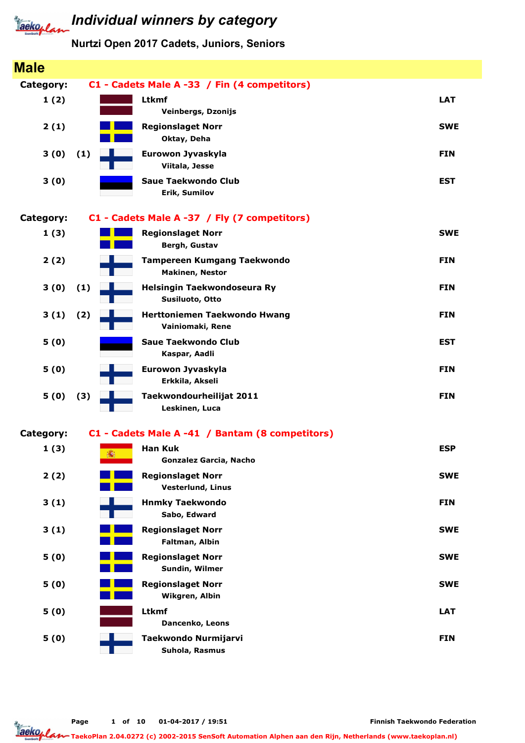# Individual winners by category

## Nurtzi Open 2017 Cadets, Juniors, Seniors

## Male

**Category: C1 - Cadets Male A -33 / Fin (4 competitors)**

| Place | | Club / Name | Country |
|---|---|---|---|
| 1 (2) | | **Ltkmf**<br>Veinbergs, Dzonijs | LAT |
| 2 (1) | | **Regionslaget Norr**<br>Oktay, Deha | SWE |
| 3 (0) | (1) | **Eurowon Jyvaskyla**<br>Viitala, Jesse | FIN |
| 3 (0) | | **Saue Taekwondo Club**<br>Erik, Sumilov | EST |

**Category: C1 - Cadets Male A -37 / Fly (7 competitors)**

| Place | | Club / Name | Country |
|---|---|---|---|
| 1 (3) | | **Regionslaget Norr**<br>Bergh, Gustav | SWE |
| 2 (2) | | **Tampereen Kumgang Taekwondo**<br>Makinen, Nestor | FIN |
| 3 (0) | (1) | **Helsingin Taekwondoseura Ry**<br>Susiluoto, Otto | FIN |
| 3 (1) | (2) | **Herttoniemen Taekwondo Hwang**<br>Vainiomaki, Rene | FIN |
| 5 (0) | | **Saue Taekwondo Club**<br>Kaspar, Aadli | EST |
| 5 (0) | | **Eurowon Jyvaskyla**<br>Erkkila, Akseli | FIN |
| 5 (0) | (3) | **Taekwondourheilijat 2011**<br>Leskinen, Luca | FIN |

**Category: C1 - Cadets Male A -41 / Bantam (8 competitors)**

| Place | | Club / Name | Country |
|---|---|---|---|
| 1 (3) | | **Han Kuk**<br>Gonzalez Garcia, Nacho | ESP |
| 2 (2) | | **Regionslaget Norr**<br>Vesterlund, Linus | SWE |
| 3 (1) | | **Hnmky Taekwondo**<br>Sabo, Edward | FIN |
| 3 (1) | | **Regionslaget Norr**<br>Faltman, Albin | SWE |
| 5 (0) | | **Regionslaget Norr**<br>Sundin, Wilmer | SWE |
| 5 (0) | | **Regionslaget Norr**<br>Wikgren, Albin | SWE |
| 5 (0) | | **Ltkmf**<br>Dancenko, Leons | LAT |
| 5 (0) | | **Taekwondo Nurmijarvi**<br>Suhola, Rasmus | FIN |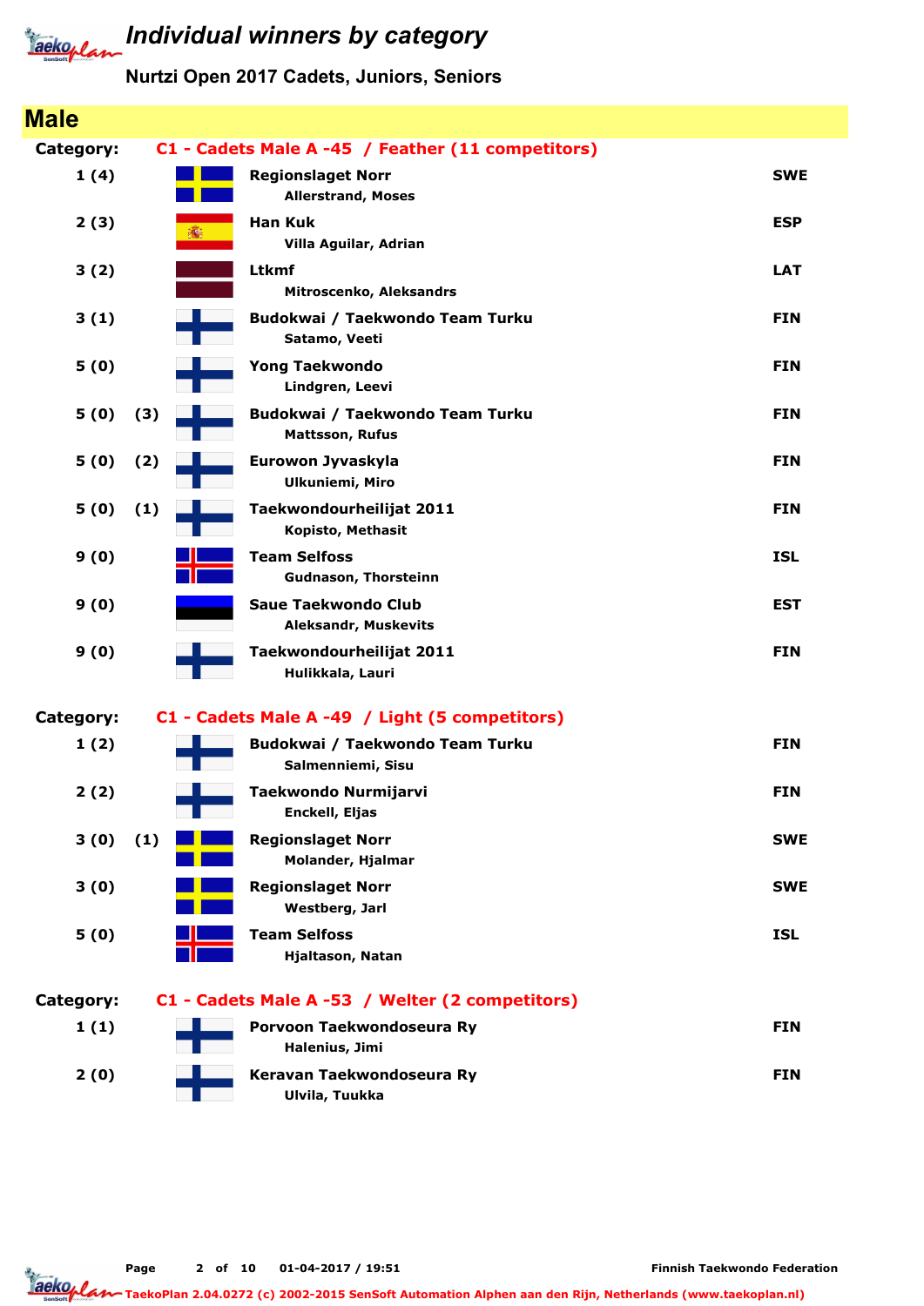# Individual winners by category

Nurtzi Open 2017 Cadets, Juniors, Seniors

## Male

### Category: C1 - Cadets Male A -45 / Feather (11 competitors)

| Place | | Club / Name | Country |
|---|---|---|---|
| 1 (4) | | Regionslaget Norr<br>Allerstrand, Moses | SWE |
| 2 (3) | | Han Kuk<br>Villa Aguilar, Adrian | ESP |
| 3 (2) | | Ltkmf<br>Mitroscenko, Aleksandrs | LAT |
| 3 (1) | | Budokwai / Taekwondo Team Turku<br>Satamo, Veeti | FIN |
| 5 (0) | | Yong Taekwondo<br>Lindgren, Leevi | FIN |
| 5 (0) | (3) | Budokwai / Taekwondo Team Turku<br>Mattsson, Rufus | FIN |
| 5 (0) | (2) | Eurowon Jyvaskyla<br>Ulkuniemi, Miro | FIN |
| 5 (0) | (1) | Taekwondourheilijat 2011<br>Kopisto, Methasit | FIN |
| 9 (0) | | Team Selfoss<br>Gudnason, Thorsteinn | ISL |
| 9 (0) | | Saue Taekwondo Club<br>Aleksandr, Muskevits | EST |
| 9 (0) | | Taekwondourheilijat 2011<br>Hulikkala, Lauri | FIN |

### Category: C1 - Cadets Male A -49 / Light (5 competitors)

| Place | | Club / Name | Country |
|---|---|---|---|
| 1 (2) | | Budokwai / Taekwondo Team Turku<br>Salmenniemi, Sisu | FIN |
| 2 (2) | | Taekwondo Nurmijarvi<br>Enckell, Eljas | FIN |
| 3 (0) | (1) | Regionslaget Norr<br>Molander, Hjalmar | SWE |
| 3 (0) | | Regionslaget Norr<br>Westberg, Jarl | SWE |
| 5 (0) | | Team Selfoss<br>Hjaltason, Natan | ISL |

### Category: C1 - Cadets Male A -53 / Welter (2 competitors)

| Place | | Club / Name | Country |
|---|---|---|---|
| 1 (1) | | Porvoon Taekwondoseura Ry<br>Halenius, Jimi | FIN |
| 2 (0) | | Keravan Taekwondoseura Ry<br>Ulvila, Tuukka | FIN |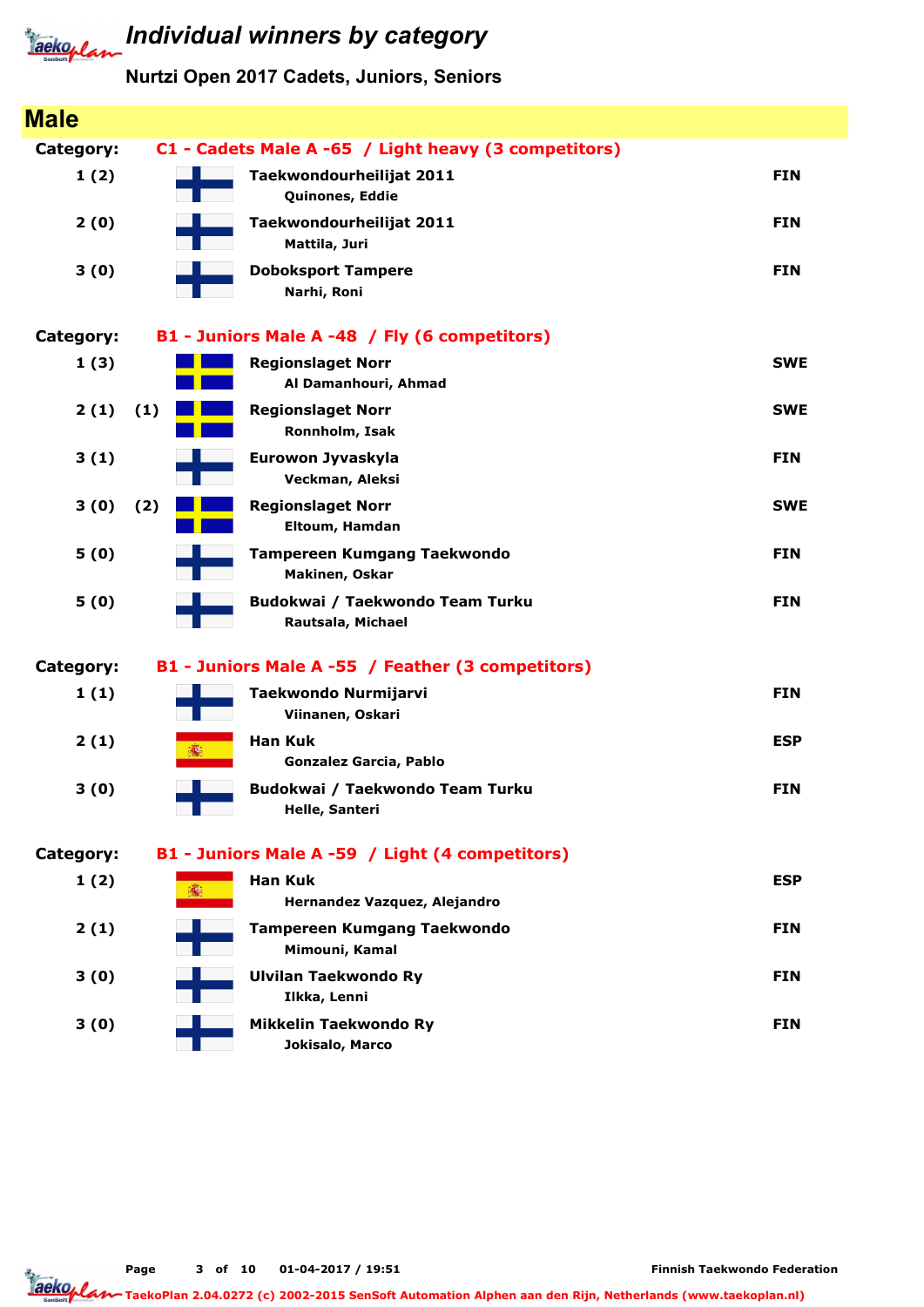# Individual winners by category

Nurtzi Open 2017 Cadets, Juniors, Seniors

## Male

### Category: C1 - Cadets Male A -65 / Light heavy (3 competitors)

| Place | | Club / Name | Country |
|---|---|---|---|
| 1 (2) | | **Taekwondourheilijat 2011**<br>Quinones, Eddie | FIN |
| 2 (0) | | **Taekwondourheilijat 2011**<br>Mattila, Juri | FIN |
| 3 (0) | | **Doboksport Tampere**<br>Narhi, Roni | FIN |

### Category: B1 - Juniors Male A -48 / Fly (6 competitors)

| Place | | Club / Name | Country |
|---|---|---|---|
| 1 (3) | | **Regionslaget Norr**<br>Al Damanhouri, Ahmad | SWE |
| 2 (1) | (1) | **Regionslaget Norr**<br>Ronnholm, Isak | SWE |
| 3 (1) | | **Eurowon Jyvaskyla**<br>Veckman, Aleksi | FIN |
| 3 (0) | (2) | **Regionslaget Norr**<br>Eltoum, Hamdan | SWE |
| 5 (0) | | **Tampereen Kumgang Taekwondo**<br>Makinen, Oskar | FIN |
| 5 (0) | | **Budokwai / Taekwondo Team Turku**<br>Rautsala, Michael | FIN |

### Category: B1 - Juniors Male A -55 / Feather (3 competitors)

| Place | | Club / Name | Country |
|---|---|---|---|
| 1 (1) | | **Taekwondo Nurmijarvi**<br>Viinanen, Oskari | FIN |
| 2 (1) | | **Han Kuk**<br>Gonzalez Garcia, Pablo | ESP |
| 3 (0) | | **Budokwai / Taekwondo Team Turku**<br>Helle, Santeri | FIN |

### Category: B1 - Juniors Male A -59 / Light (4 competitors)

| Place | | Club / Name | Country |
|---|---|---|---|
| 1 (2) | | **Han Kuk**<br>Hernandez Vazquez, Alejandro | ESP |
| 2 (1) | | **Tampereen Kumgang Taekwondo**<br>Mimouni, Kamal | FIN |
| 3 (0) | | **Ulvilan Taekwondo Ry**<br>Ilkka, Lenni | FIN |
| 3 (0) | | **Mikkelin Taekwondo Ry**<br>Jokisalo, Marco | FIN |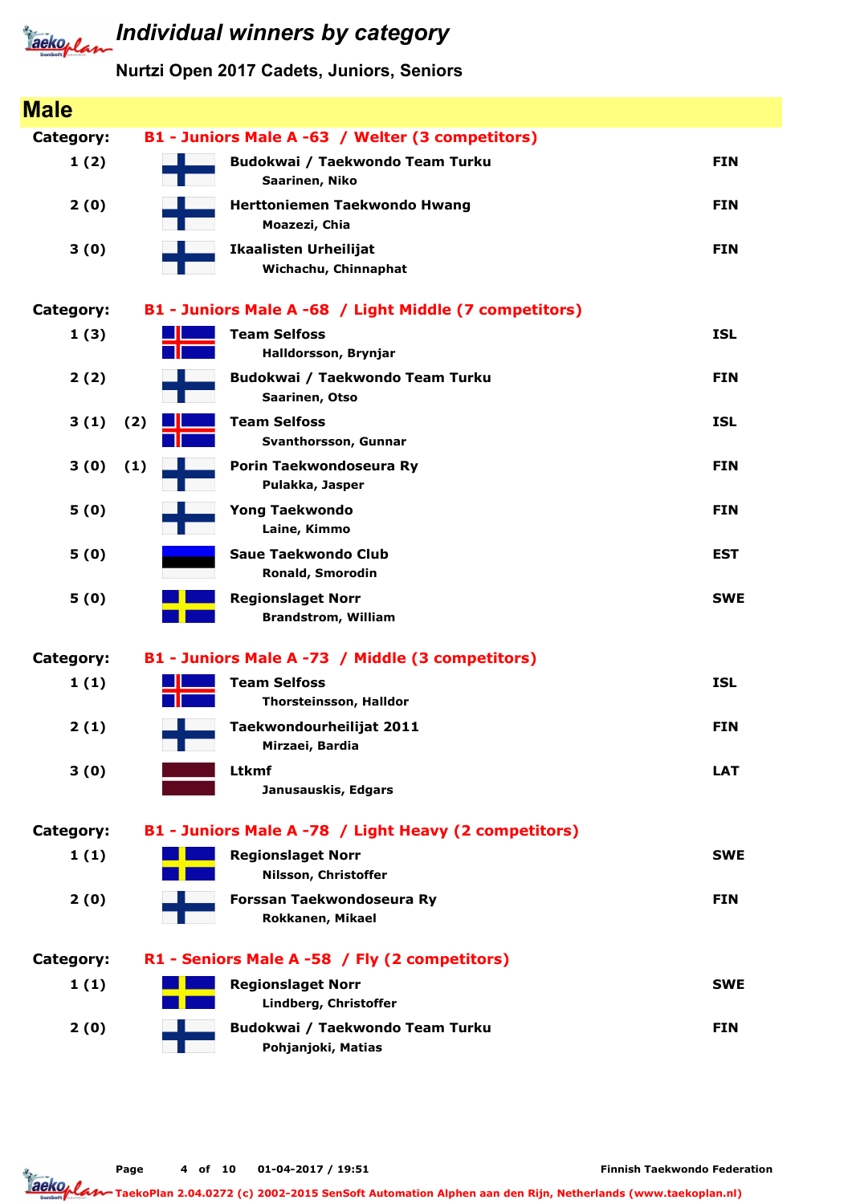# Individual winners by category

## Nurtzi Open 2017 Cadets, Juniors, Seniors

## Male

**Category: B1 - Juniors Male A -63 / Welter (3 competitors)**

| Place | | Club / Name | Country |
|---|---|---|---|
| 1 (2) | | **Budokwai / Taekwondo Team Turku**<br>Saarinen, Niko | FIN |
| 2 (0) | | **Herttoniemen Taekwondo Hwang**<br>Moazezi, Chia | FIN |
| 3 (0) | | **Ikaalisten Urheilijat**<br>Wichachu, Chinnaphat | FIN |

**Category: B1 - Juniors Male A -68 / Light Middle (7 competitors)**

| Place | | Club / Name | Country |
|---|---|---|---|
| 1 (3) | | **Team Selfoss**<br>Halldorsson, Brynjar | ISL |
| 2 (2) | | **Budokwai / Taekwondo Team Turku**<br>Saarinen, Otso | FIN |
| 3 (1) | (2) | **Team Selfoss**<br>Svanthorsson, Gunnar | ISL |
| 3 (0) | (1) | **Porin Taekwondoseura Ry**<br>Pulakka, Jasper | FIN |
| 5 (0) | | **Yong Taekwondo**<br>Laine, Kimmo | FIN |
| 5 (0) | | **Saue Taekwondo Club**<br>Ronald, Smorodin | EST |
| 5 (0) | | **Regionslaget Norr**<br>Brandstrom, William | SWE |

**Category: B1 - Juniors Male A -73 / Middle (3 competitors)**

| Place | | Club / Name | Country |
|---|---|---|---|
| 1 (1) | | **Team Selfoss**<br>Thorsteinsson, Halldor | ISL |
| 2 (1) | | **Taekwondourheilijat 2011**<br>Mirzaei, Bardia | FIN |
| 3 (0) | | **Ltkmf**<br>Janusauskis, Edgars | LAT |

**Category: B1 - Juniors Male A -78 / Light Heavy (2 competitors)**

| Place | | Club / Name | Country |
|---|---|---|---|
| 1 (1) | | **Regionslaget Norr**<br>Nilsson, Christoffer | SWE |
| 2 (0) | | **Forssan Taekwondoseura Ry**<br>Rokkanen, Mikael | FIN |

**Category: R1 - Seniors Male A -58 / Fly (2 competitors)**

| Place | | Club / Name | Country |
|---|---|---|---|
| 1 (1) | | **Regionslaget Norr**<br>Lindberg, Christoffer | SWE |
| 2 (0) | | **Budokwai / Taekwondo Team Turku**<br>Pohjanjoki, Matias | FIN |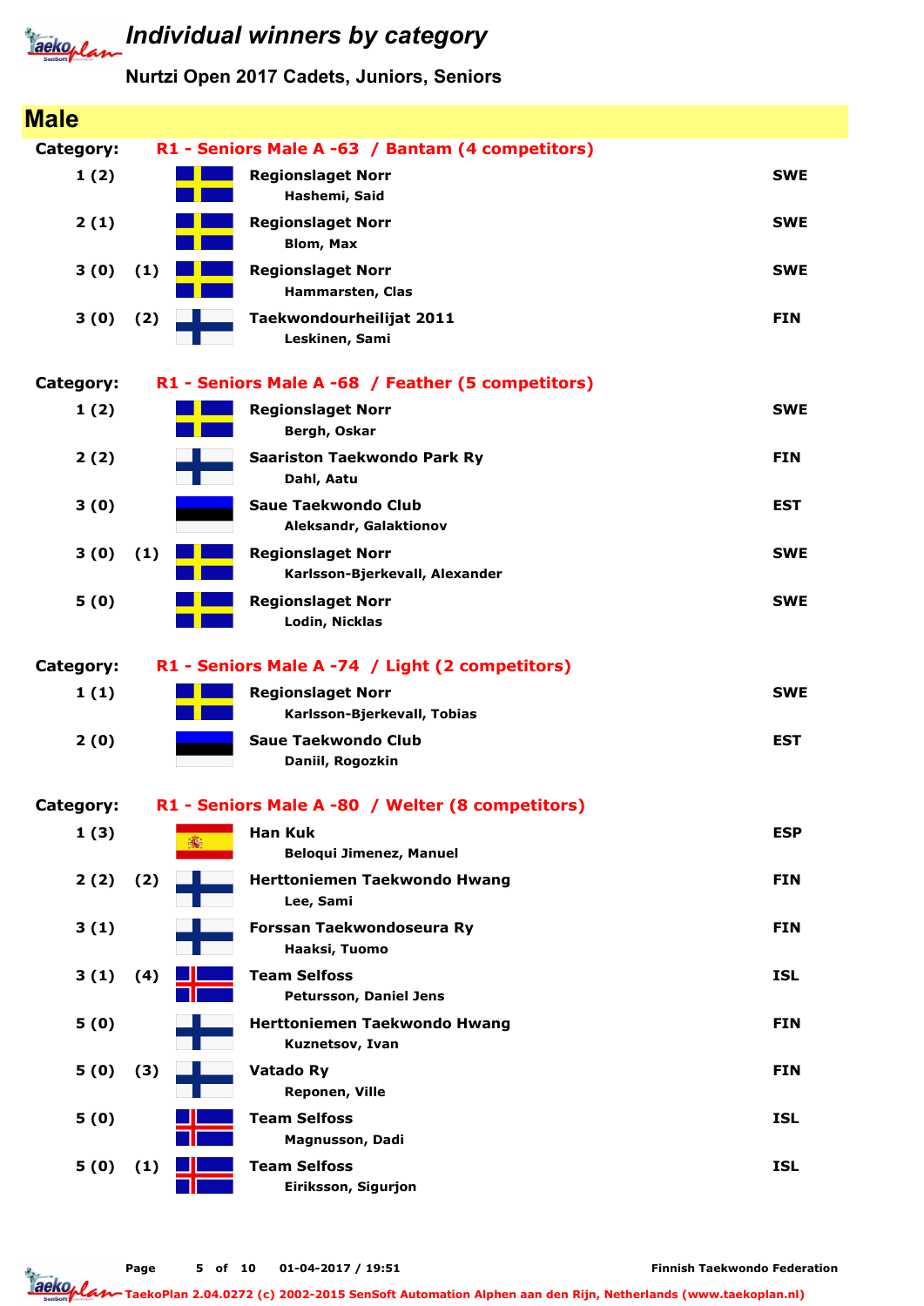# Individual winners by category

## Nurtzi Open 2017 Cadets, Juniors, Seniors

## Male

**Category: R1 - Seniors Male A -63 / Bantam (4 competitors)**

| Place | | Club / Name | Country |
|---|---|---|---|
| 1 (2) | | **Regionslaget Norr**<br>Hashemi, Said | SWE |
| 2 (1) | | **Regionslaget Norr**<br>Blom, Max | SWE |
| 3 (0) | (1) | **Regionslaget Norr**<br>Hammarsten, Clas | SWE |
| 3 (0) | (2) | **Taekwondourheilijat 2011**<br>Leskinen, Sami | FIN |

**Category: R1 - Seniors Male A -68 / Feather (5 competitors)**

| Place | | Club / Name | Country |
|---|---|---|---|
| 1 (2) | | **Regionslaget Norr**<br>Bergh, Oskar | SWE |
| 2 (2) | | **Saariston Taekwondo Park Ry**<br>Dahl, Aatu | FIN |
| 3 (0) | | **Saue Taekwondo Club**<br>Aleksandr, Galaktionov | EST |
| 3 (0) | (1) | **Regionslaget Norr**<br>Karlsson-Bjerkevall, Alexander | SWE |
| 5 (0) | | **Regionslaget Norr**<br>Lodin, Nicklas | SWE |

**Category: R1 - Seniors Male A -74 / Light (2 competitors)**

| Place | | Club / Name | Country |
|---|---|---|---|
| 1 (1) | | **Regionslaget Norr**<br>Karlsson-Bjerkevall, Tobias | SWE |
| 2 (0) | | **Saue Taekwondo Club**<br>Daniil, Rogozkin | EST |

**Category: R1 - Seniors Male A -80 / Welter (8 competitors)**

| Place | | Club / Name | Country |
|---|---|---|---|
| 1 (3) | | **Han Kuk**<br>Beloqui Jimenez, Manuel | ESP |
| 2 (2) | (2) | **Herttoniemen Taekwondo Hwang**<br>Lee, Sami | FIN |
| 3 (1) | | **Forssan Taekwondoseura Ry**<br>Haaksi, Tuomo | FIN |
| 3 (1) | (4) | **Team Selfoss**<br>Petursson, Daniel Jens | ISL |
| 5 (0) | | **Herttoniemen Taekwondo Hwang**<br>Kuznetsov, Ivan | FIN |
| 5 (0) | (3) | **Vatado Ry**<br>Reponen, Ville | FIN |
| 5 (0) | | **Team Selfoss**<br>Magnusson, Dadi | ISL |
| 5 (0) | (1) | **Team Selfoss**<br>Eiriksson, Sigurjon | ISL |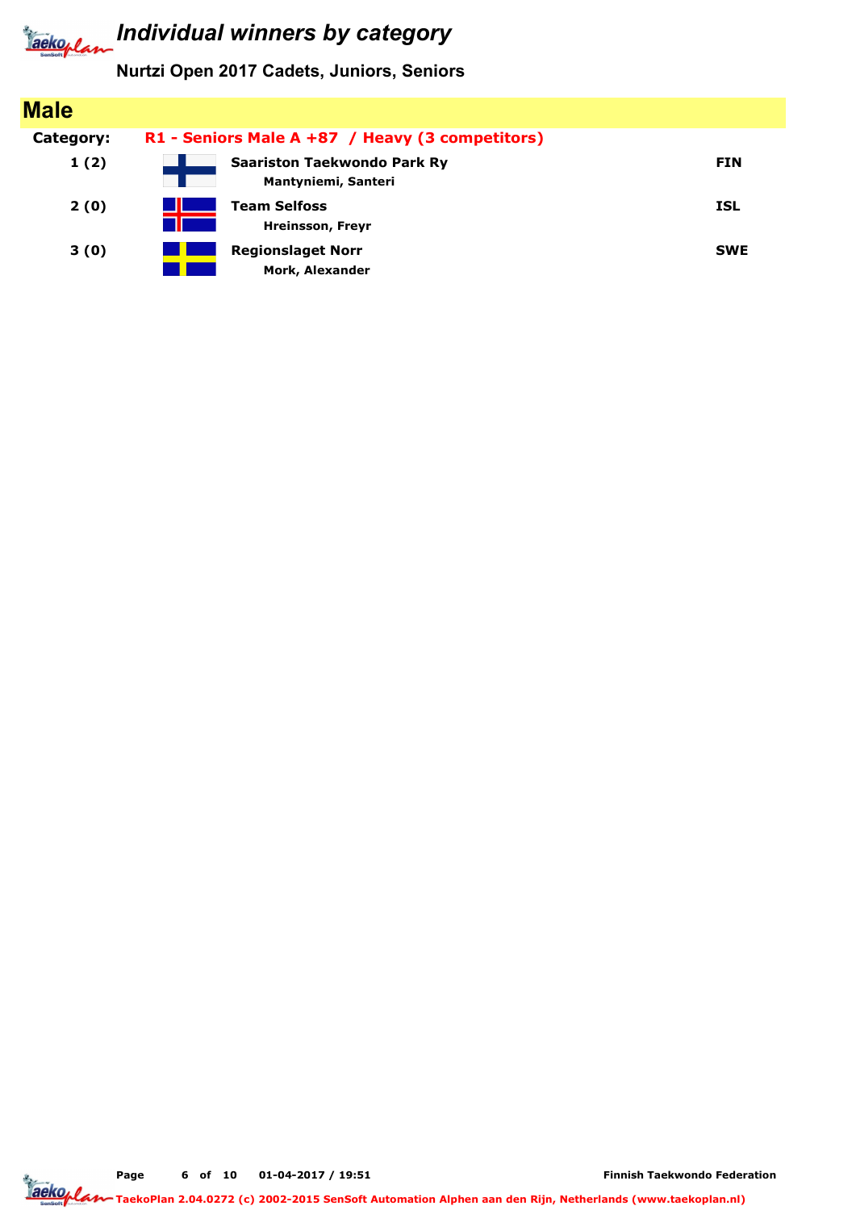# Individual winners by category

## Nurtzi Open 2017 Cadets, Juniors, Seniors

## Male

**Category:** **R1 - Seniors Male A +87 / Heavy (3 competitors)**

| Place | Club / Name | Country |
|---|---|---|
| 1 (2) | **Saariston Taekwondo Park Ry**<br>Mantyniemi, Santeri | FIN |
| 2 (0) | **Team Selfoss**<br>Hreinsson, Freyr | ISL |
| 3 (0) | **Regionslaget Norr**<br>Mork, Alexander | SWE |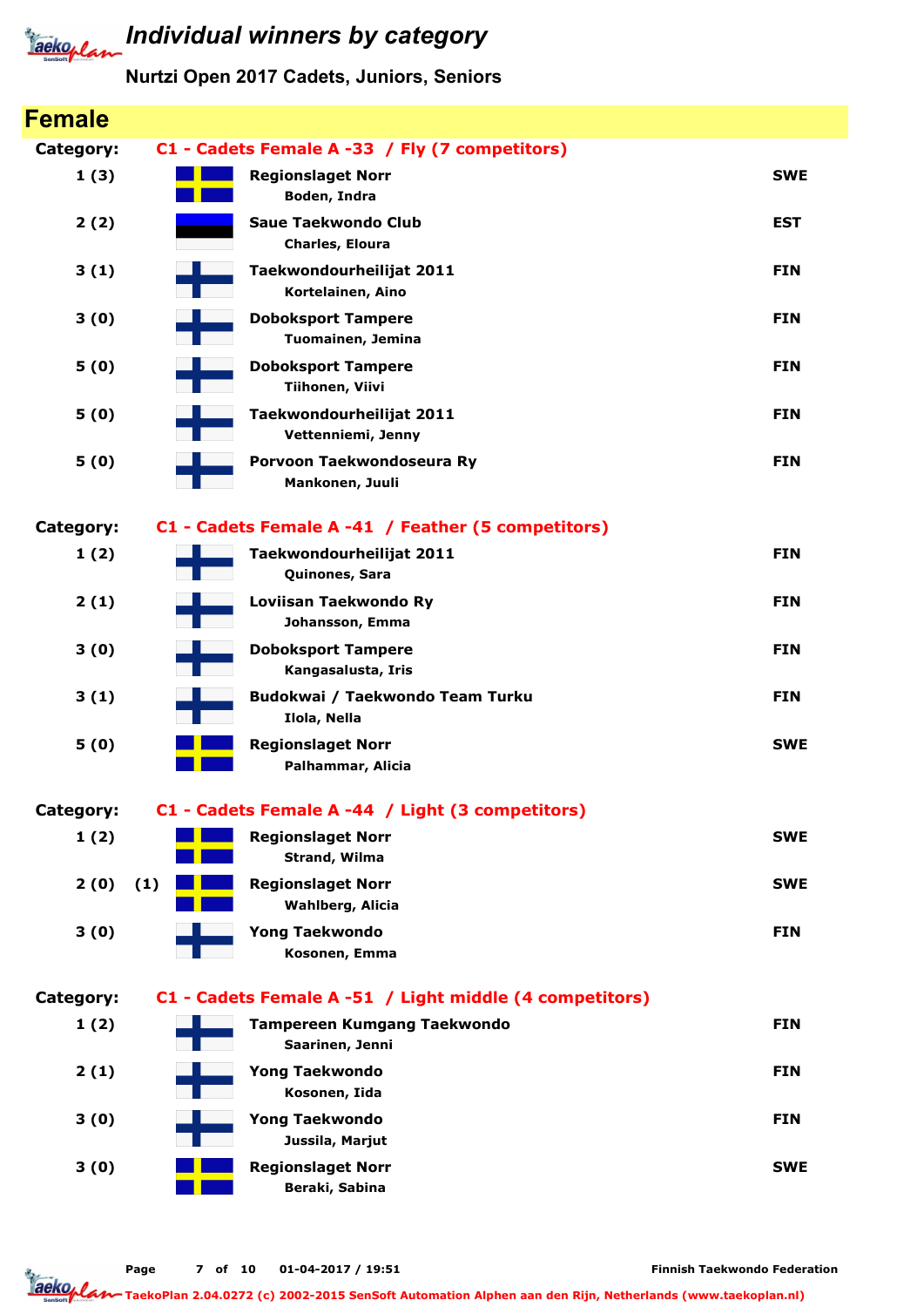# Individual winners by category

## Nurtzi Open 2017 Cadets, Juniors, Seniors

## Female

**Category: C1 - Cadets Female A -33 / Fly (7 competitors)**

| Place | Club / Name | Country |
|---|---|---|
| 1 (3) | **Regionslaget Norr**<br>Boden, Indra | SWE |
| 2 (2) | **Saue Taekwondo Club**<br>Charles, Eloura | EST |
| 3 (1) | **Taekwondourheilijat 2011**<br>Kortelainen, Aino | FIN |
| 3 (0) | **Doboksport Tampere**<br>Tuomainen, Jemina | FIN |
| 5 (0) | **Doboksport Tampere**<br>Tiihonen, Viivi | FIN |
| 5 (0) | **Taekwondourheilijat 2011**<br>Vettenniemi, Jenny | FIN |
| 5 (0) | **Porvoon Taekwondoseura Ry**<br>Mankonen, Juuli | FIN |

**Category: C1 - Cadets Female A -41 / Feather (5 competitors)**

| Place | Club / Name | Country |
|---|---|---|
| 1 (2) | **Taekwondourheilijat 2011**<br>Quinones, Sara | FIN |
| 2 (1) | **Loviisan Taekwondo Ry**<br>Johansson, Emma | FIN |
| 3 (0) | **Doboksport Tampere**<br>Kangasalusta, Iris | FIN |
| 3 (1) | **Budokwai / Taekwondo Team Turku**<br>Ilola, Nella | FIN |
| 5 (0) | **Regionslaget Norr**<br>Palhammar, Alicia | SWE |

**Category: C1 - Cadets Female A -44 / Light (3 competitors)**

| Place | Club / Name | Country |
|---|---|---|
| 1 (2) | **Regionslaget Norr**<br>Strand, Wilma | SWE |
| 2 (0) (1) | **Regionslaget Norr**<br>Wahlberg, Alicia | SWE |
| 3 (0) | **Yong Taekwondo**<br>Kosonen, Emma | FIN |

**Category: C1 - Cadets Female A -51 / Light middle (4 competitors)**

| Place | Club / Name | Country |
|---|---|---|
| 1 (2) | **Tampereen Kumgang Taekwondo**<br>Saarinen, Jenni | FIN |
| 2 (1) | **Yong Taekwondo**<br>Kosonen, Iida | FIN |
| 3 (0) | **Yong Taekwondo**<br>Jussila, Marjut | FIN |
| 3 (0) | **Regionslaget Norr**<br>Beraki, Sabina | SWE |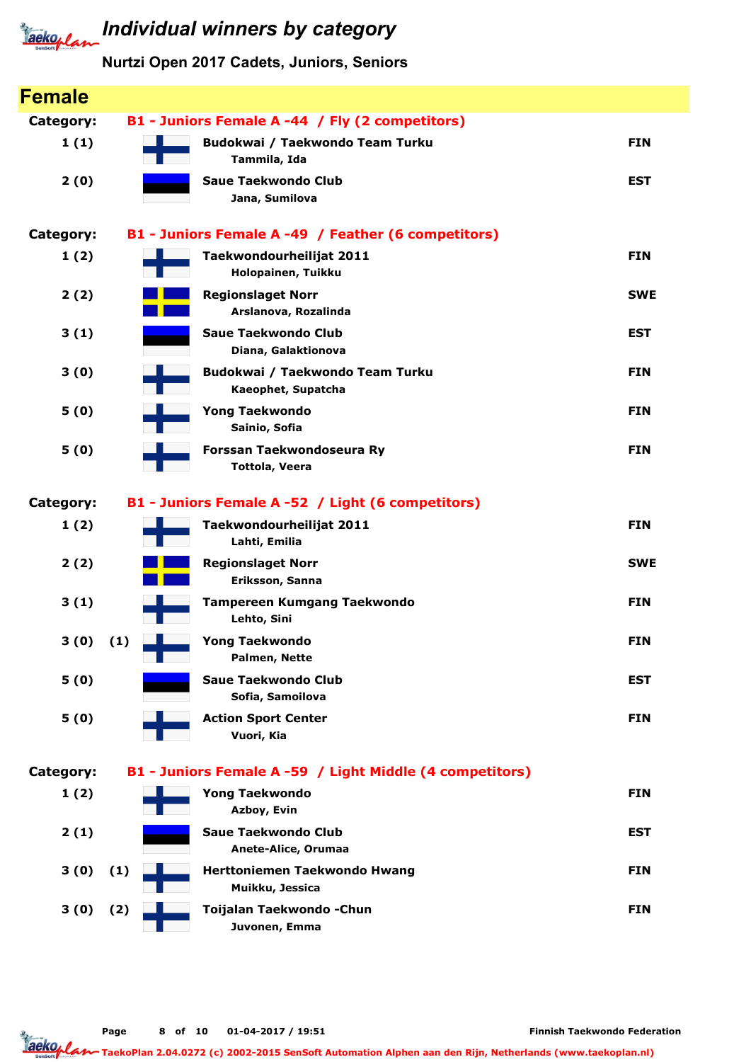# Individual winners by category

## Nurtzi Open 2017 Cadets, Juniors, Seniors

## Female

**Category: B1 - Juniors Female A -44 / Fly (2 competitors)**

| Place | | Club / Name | Country |
|---|---|---|---|
| 1 (1) | | **Budokwai / Taekwondo Team Turku**<br>Tammila, Ida | FIN |
| 2 (0) | | **Saue Taekwondo Club**<br>Jana, Sumilova | EST |

**Category: B1 - Juniors Female A -49 / Feather (6 competitors)**

| Place | | Club / Name | Country |
|---|---|---|---|
| 1 (2) | | **Taekwondourheilijat 2011**<br>Holopainen, Tuikku | FIN |
| 2 (2) | | **Regionslaget Norr**<br>Arslanova, Rozalinda | SWE |
| 3 (1) | | **Saue Taekwondo Club**<br>Diana, Galaktionova | EST |
| 3 (0) | | **Budokwai / Taekwondo Team Turku**<br>Kaeophet, Supatcha | FIN |
| 5 (0) | | **Yong Taekwondo**<br>Sainio, Sofia | FIN |
| 5 (0) | | **Forssan Taekwondoseura Ry**<br>Tottola, Veera | FIN |

**Category: B1 - Juniors Female A -52 / Light (6 competitors)**

| Place | | Club / Name | Country |
|---|---|---|---|
| 1 (2) | | **Taekwondourheilijat 2011**<br>Lahti, Emilia | FIN |
| 2 (2) | | **Regionslaget Norr**<br>Eriksson, Sanna | SWE |
| 3 (1) | | **Tampereen Kumgang Taekwondo**<br>Lehto, Sini | FIN |
| 3 (0) | (1) | **Yong Taekwondo**<br>Palmen, Nette | FIN |
| 5 (0) | | **Saue Taekwondo Club**<br>Sofia, Samoilova | EST |
| 5 (0) | | **Action Sport Center**<br>Vuori, Kia | FIN |

**Category: B1 - Juniors Female A -59 / Light Middle (4 competitors)**

| Place | | Club / Name | Country |
|---|---|---|---|
| 1 (2) | | **Yong Taekwondo**<br>Azboy, Evin | FIN |
| 2 (1) | | **Saue Taekwondo Club**<br>Anete-Alice, Orumaa | EST |
| 3 (0) | (1) | **Herttoniemen Taekwondo Hwang**<br>Muikku, Jessica | FIN |
| 3 (0) | (2) | **Toijalan Taekwondo -Chun**<br>Juvonen, Emma | FIN |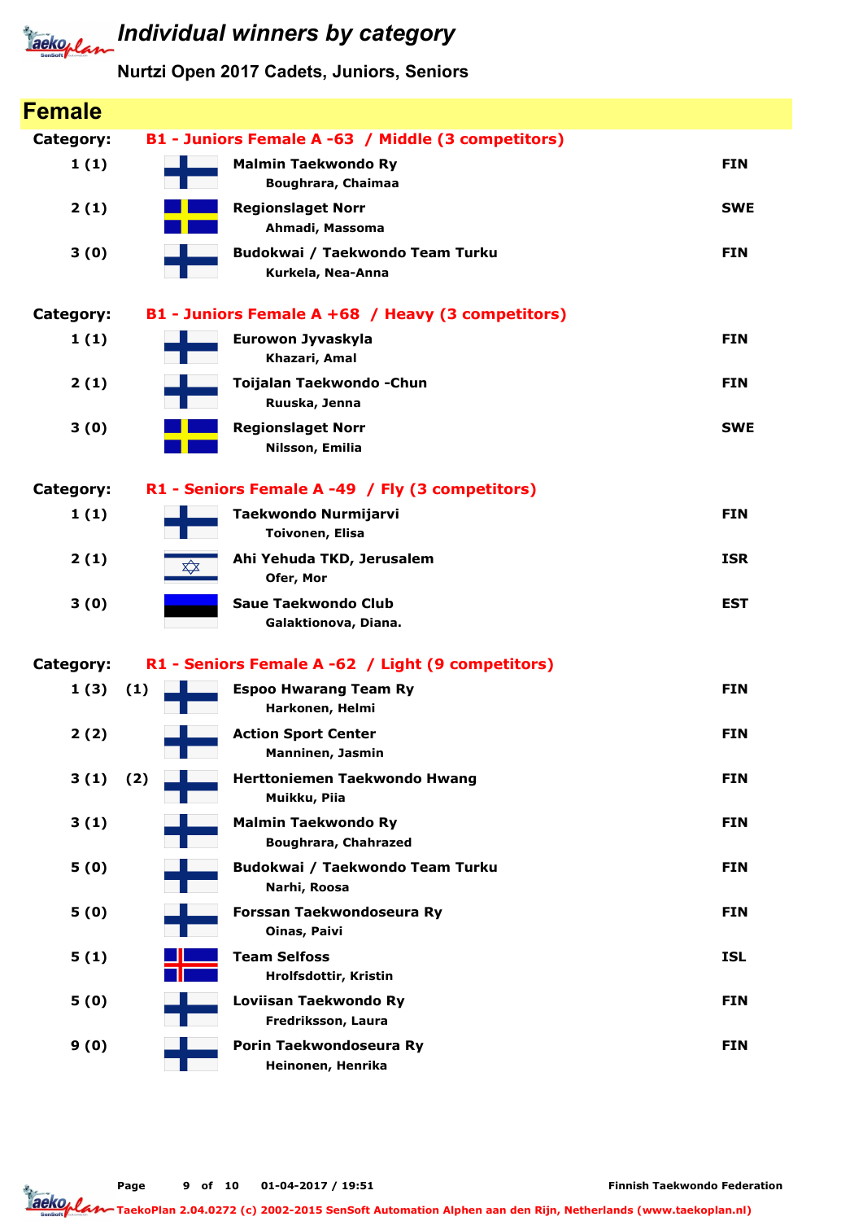# Individual winners by category

## Nurtzi Open 2017 Cadets, Juniors, Seniors

## Female

**Category:** **B1 - Juniors Female A -63 / Middle (3 competitors)**

| Place | Club / Name | Country |
|---|---|---|
| 1 (1) | **Malmin Taekwondo Ry**<br>Boughrara, Chaimaa | FIN |
| 2 (1) | **Regionslaget Norr**<br>Ahmadi, Massoma | SWE |
| 3 (0) | **Budokwai / Taekwondo Team Turku**<br>Kurkela, Nea-Anna | FIN |

**Category:** **B1 - Juniors Female A +68 / Heavy (3 competitors)**

| Place | Club / Name | Country |
|---|---|---|
| 1 (1) | **Eurowon Jyvaskyla**<br>Khazari, Amal | FIN |
| 2 (1) | **Toijalan Taekwondo -Chun**<br>Ruuska, Jenna | FIN |
| 3 (0) | **Regionslaget Norr**<br>Nilsson, Emilia | SWE |

**Category:** **R1 - Seniors Female A -49 / Fly (3 competitors)**

| Place | Club / Name | Country |
|---|---|---|
| 1 (1) | **Taekwondo Nurmijarvi**<br>Toivonen, Elisa | FIN |
| 2 (1) | **Ahi Yehuda TKD, Jerusalem**<br>Ofer, Mor | ISR |
| 3 (0) | **Saue Taekwondo Club**<br>Galaktionova, Diana. | EST |

**Category:** **R1 - Seniors Female A -62 / Light (9 competitors)**

| Place | Club / Name | Country |
|---|---|---|
| 1 (3) (1) | **Espoo Hwarang Team Ry**<br>Harkonen, Helmi | FIN |
| 2 (2) | **Action Sport Center**<br>Manninen, Jasmin | FIN |
| 3 (1) (2) | **Herttoniemen Taekwondo Hwang**<br>Muikku, Piia | FIN |
| 3 (1) | **Malmin Taekwondo Ry**<br>Boughrara, Chahrazed | FIN |
| 5 (0) | **Budokwai / Taekwondo Team Turku**<br>Narhi, Roosa | FIN |
| 5 (0) | **Forssan Taekwondoseura Ry**<br>Oinas, Paivi | FIN |
| 5 (1) | **Team Selfoss**<br>Hrolfsdottir, Kristin | ISL |
| 5 (0) | **Loviisan Taekwondo Ry**<br>Fredriksson, Laura | FIN |
| 9 (0) | **Porin Taekwondoseura Ry**<br>Heinonen, Henrika | FIN |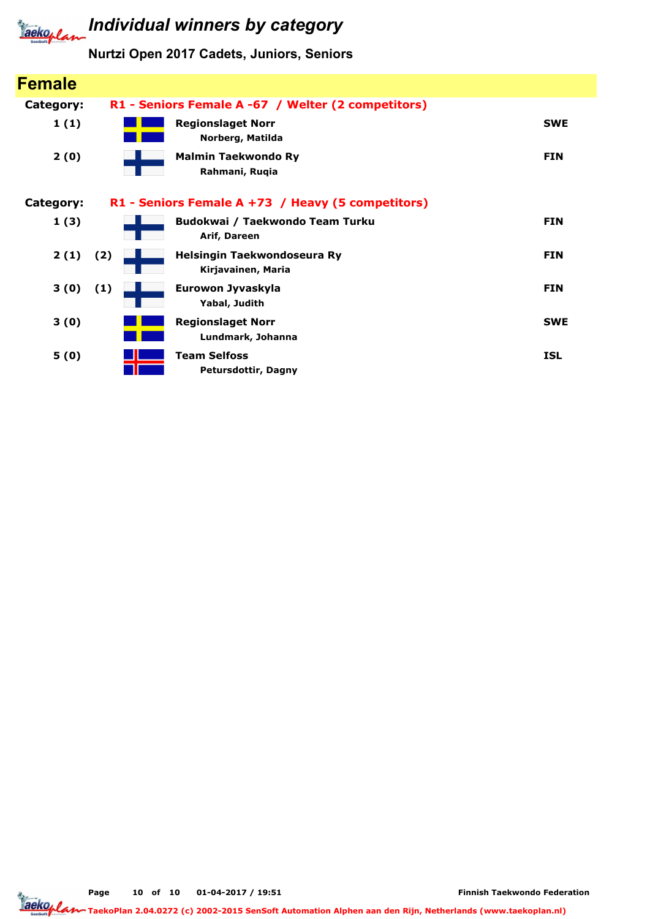# Individual winners by category

Nurtzi Open 2017 Cadets, Juniors, Seniors

## Female

**Category:** R1 - Seniors Female A -67 / Welter (2 competitors)

| | | | |
|---|---|---|---|
| 1 (1) | **Regionslaget Norr** | Norberg, Matilda | SWE |
| 2 (0) | **Malmin Taekwondo Ry** | Rahmani, Ruqia | FIN |

**Category:** R1 - Seniors Female A +73 / Heavy (5 competitors)

| | | | | |
|---|---|---|---|---|
| 1 (3) | | **Budokwai / Taekwondo Team Turku** | Arif, Dareen | FIN |
| 2 (1) | (2) | **Helsingin Taekwondoseura Ry** | Kirjavainen, Maria | FIN |
| 3 (0) | (1) | **Eurowon Jyvaskyla** | Yabal, Judith | FIN |
| 3 (0) | | **Regionslaget Norr** | Lundmark, Johanna | SWE |
| 5 (0) | | **Team Selfoss** | Petursdottir, Dagny | ISL |